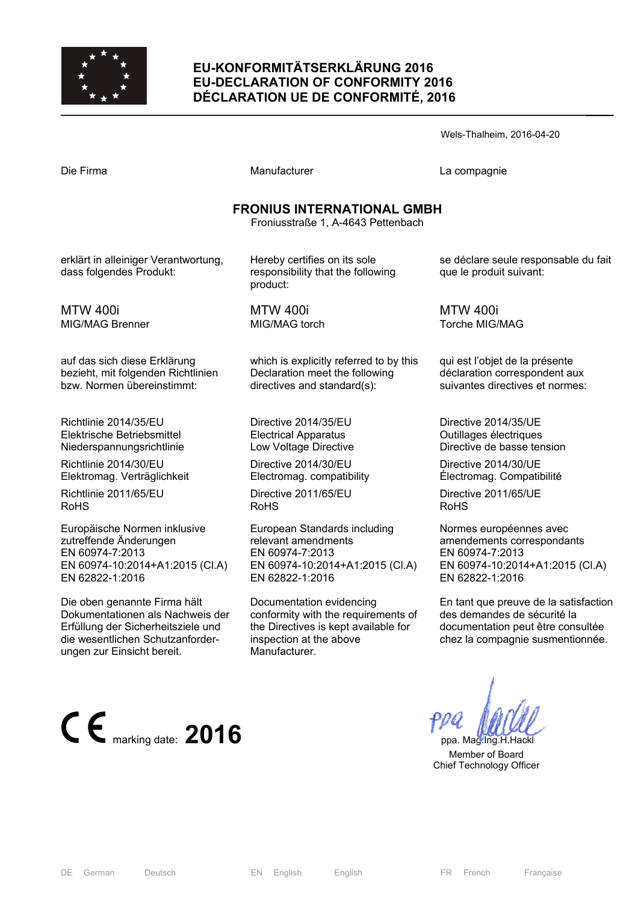# EU-KONFORMITÄTSERKLÄRUNG 2016
# EU-DECLARATION OF CONFORMITY 2016
# DÉCLARATION UE DE CONFORMITÉ, 2016

Wels-Thalheim, 2016-04-20

| Die Firma | Manufacturer | La compagnie |
|---|---|---|

**FRONIUS INTERNATIONAL GMBH**
Froniusstraße 1, A-4643 Pettenbach

| | | |
|---|---|---|
| erklärt in alleiniger Verantwortung, dass folgendes Produkt: | Hereby certifies on its sole responsibility that the following product: | se déclare seule responsable du fait que le produit suivant: |
| MTW 400i<br>MIG/MAG Brenner | MTW 400i<br>MIG/MAG torch | MTW 400i<br>Torche MIG/MAG |
| auf das sich diese Erklärung bezieht, mit folgenden Richtlinien bzw. Normen übereinstimmt: | which is explicitly referred to by this Declaration meet the following directives and standard(s): | qui est l'objet de la présente déclaration correspondent aux suivantes directives et normes: |
| Richtlinie 2014/35/EU<br>Elektrische Betriebsmittel Niederspannungsrichtlinie | Directive 2014/35/EU<br>Electrical Apparatus<br>Low Voltage Directive | Directive 2014/35/UE<br>Outillages électriques<br>Directive de basse tension |
| Richtlinie 2014/30/EU<br>Elektromag. Verträglichkeit | Directive 2014/30/EU<br>Electromag. compatibility | Directive 2014/30/UE<br>Électromag. Compatibilité |
| Richtlinie 2011/65/EU<br>RoHS | Directive 2011/65/EU<br>RoHS | Directive 2011/65/UE<br>RoHS |
| Europäische Normen inklusive zutreffende Änderungen<br>EN 60974-7:2013<br>EN 60974-10:2014+A1:2015 (Cl.A)<br>EN 62822-1:2016 | European Standards including relevant amendments<br>EN 60974-7:2013<br>EN 60974-10:2014+A1:2015 (Cl.A)<br>EN 62822-1:2016 | Normes européennes avec amendements correspondants<br>EN 60974-7:2013<br>EN 60974-10:2014+A1:2015 (Cl.A)<br>EN 62822-1:2016 |
| Die oben genannte Firma hält Dokumentationen als Nachweis der Erfüllung der Sicherheitsziele und die wesentlichen Schutzanforderungen zur Einsicht bereit. | Documentation evidencing conformity with the requirements of the Directives is kept available for inspection at the above Manufacturer. | En tant que preuve de la satisfaction des demandes de sécurité la documentation peut être consultée chez la compagnie susmentionnée. |

CE marking date: **2016**

ppa. Mag.Ing.H.Hackl
Member of Board
Chief Technology Officer

DE German Deutsch | EN English English | FR French Française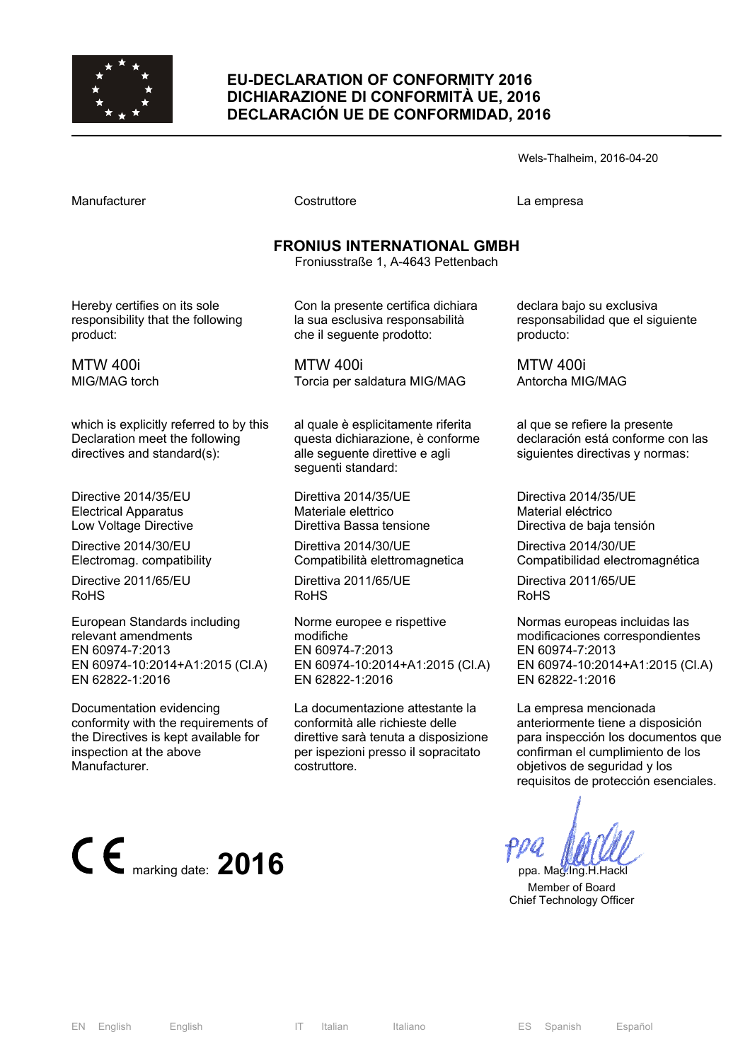# EU-DECLARATION OF CONFORMITY 2016
# DICHIARAZIONE DI CONFORMITÀ UE, 2016
# DECLARACIÓN UE DE CONFORMIDAD, 2016

Wels-Thalheim, 2016-04-20

| Manufacturer | Costruttore | La empresa |
|---|---|---|

**FRONIUS INTERNATIONAL GMBH**
Froniusstraße 1, A-4643 Pettenbach

| | | |
|---|---|---|
| Hereby certifies on its sole responsibility that the following product: | Con la presente certifica dichiara la sua esclusiva responsabilità che il seguente prodotto: | declara bajo su exclusiva responsabilidad que el siguiente producto: |
| MTW 400i<br>MIG/MAG torch | MTW 400i<br>Torcia per saldatura MIG/MAG | MTW 400i<br>Antorcha MIG/MAG |
| which is explicitly referred to by this Declaration meet the following directives and standard(s): | al quale è esplicitamente riferita questa dichiarazione, è conforme alle seguente direttive e agli seguenti standard: | al que se refiere la presente declaración está conforme con las siguientes directivas y normas: |
| Directive 2014/35/EU<br>Electrical Apparatus<br>Low Voltage Directive | Direttiva 2014/35/UE<br>Materiale elettrico<br>Direttiva Bassa tensione | Directiva 2014/35/UE<br>Material eléctrico<br>Directiva de baja tensión |
| Directive 2014/30/EU<br>Electromag. compatibility | Direttiva 2014/30/UE<br>Compatibilità elettromagnetica | Directiva 2014/30/UE<br>Compatibilidad electromagnética |
| Directive 2011/65/EU<br>RoHS | Direttiva 2011/65/UE<br>RoHS | Directiva 2011/65/UE<br>RoHS |
| European Standards including relevant amendments<br>EN 60974-7:2013<br>EN 60974-10:2014+A1:2015 (Cl.A)<br>EN 62822-1:2016 | Norme europee e rispettive modifiche<br>EN 60974-7:2013<br>EN 60974-10:2014+A1:2015 (Cl.A)<br>EN 62822-1:2016 | Normas europeas incluidas las modificaciones correspondientes<br>EN 60974-7:2013<br>EN 60974-10:2014+A1:2015 (Cl.A)<br>EN 62822-1:2016 |
| Documentation evidencing conformity with the requirements of the Directives is kept available for inspection at the above Manufacturer. | La documentazione attestante la conformità alle richieste delle direttive sarà tenuta a disposizione per ispezioni presso il sopracitato costruttore. | La empresa mencionada anteriormente tiene a disposición para inspección los documentos que confirman el cumplimiento de los objetivos de seguridad y los requisitos de protección esenciales. |

CE marking date: **2016**

ppa. Mag.Ing.H.Hackl
Member of Board
Chief Technology Officer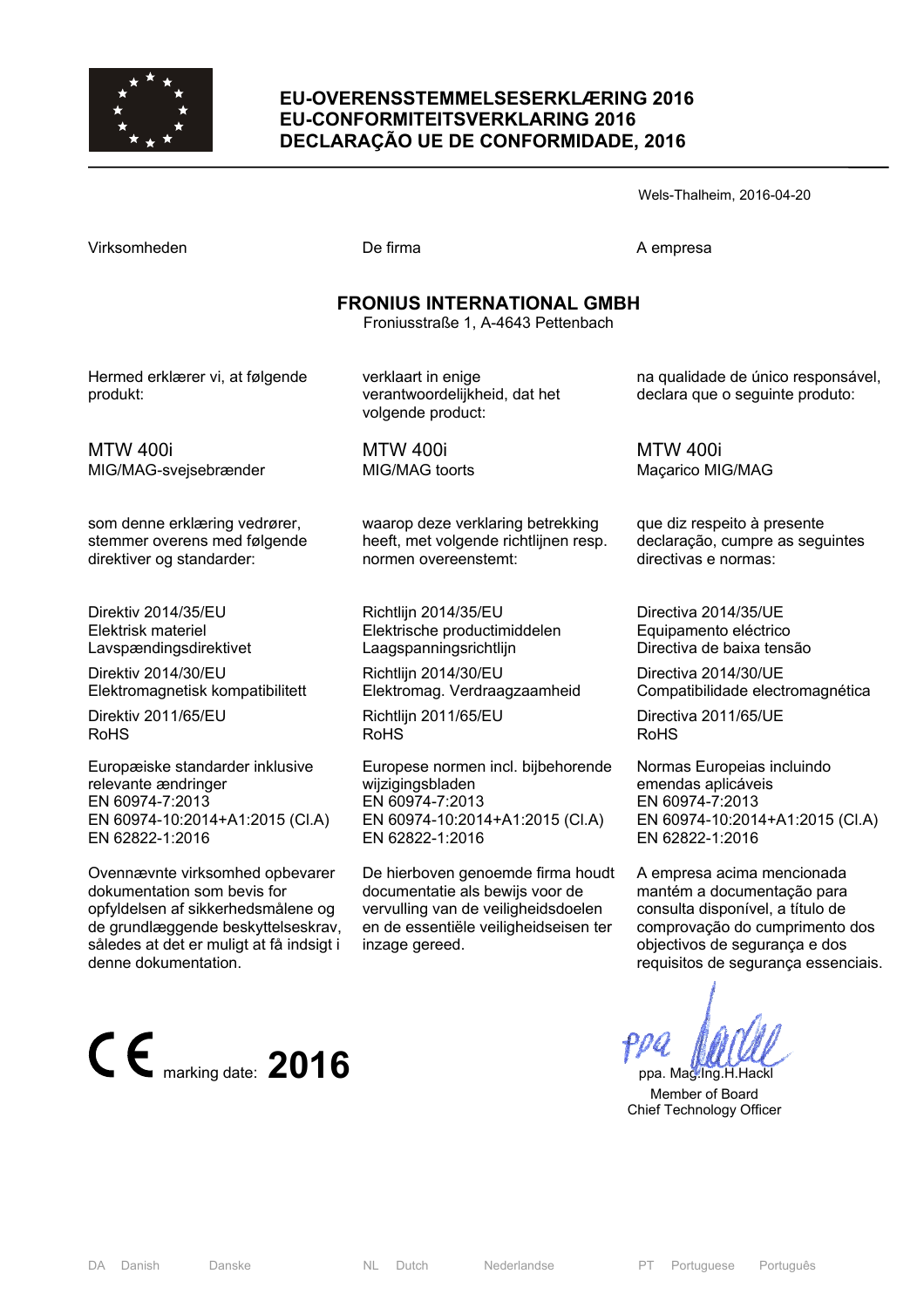# EU-OVERENSSTEMMELSESERKLÆRING 2016
# EU-CONFORMITEITSVERKLARING 2016
# DECLARAÇÃO UE DE CONFORMIDADE, 2016

Wels-Thalheim, 2016-04-20

| Virksomheden | De firma | A empresa |
|---|---|---|

**FRONIUS INTERNATIONAL GMBH**
Froniusstraße 1, A-4643 Pettenbach

| Danish | Dutch | Portuguese |
|---|---|---|
| Hermed erklærer vi, at følgende produkt: | verklaart in enige verantwoordelijkheid, dat het volgende product: | na qualidade de único responsável, declara que o seguinte produto: |
| MTW 400i<br>MIG/MAG-svejsebrænder | MTW 400i<br>MIG/MAG toorts | MTW 400i<br>Maçarico MIG/MAG |
| som denne erklæring vedrører, stemmer overens med følgende direktiver og standarder: | waarop deze verklaring betrekking heeft, met volgende richtlijnen resp. normen overeenstemt: | que diz respeito à presente declaração, cumpre as seguintes directivas e normas: |
| Direktiv 2014/35/EU<br>Elektrisk materiel<br>Lavspændingsdirektivet | Richtlijn 2014/35/EU<br>Elektrische productimiddelen<br>Laagspanningsrichtlijn | Directiva 2014/35/UE<br>Equipamento eléctrico<br>Directiva de baixa tensão |
| Direktiv 2014/30/EU<br>Elektromagnetisk kompatibilitett | Richtlijn 2014/30/EU<br>Elektromag. Verdraagzaamheid | Directiva 2014/30/UE<br>Compatibilidade electromagnética |
| Direktiv 2011/65/EU<br>RoHS | Richtlijn 2011/65/EU<br>RoHS | Directiva 2011/65/UE<br>RoHS |
| Europæiske standarder inklusive relevante ændringer<br>EN 60974-7:2013<br>EN 60974-10:2014+A1:2015 (Cl.A)<br>EN 62822-1:2016 | Europese normen incl. bijbehorende wijzigingsbladen<br>EN 60974-7:2013<br>EN 60974-10:2014+A1:2015 (Cl.A)<br>EN 62822-1:2016 | Normas Europeias incluindo emendas aplicáveis<br>EN 60974-7:2013<br>EN 60974-10:2014+A1:2015 (Cl.A)<br>EN 62822-1:2016 |
| Ovennævnte virksomhed opbevarer dokumentation som bevis for opfyldelsen af sikkerhedsmålene og de grundlæggende beskyttelseskrav, således at det er muligt at få indsigt i denne dokumentation. | De hierboven genoemde firma houdt documentatie als bewijs voor de vervulling van de veiligheidsdoelen en de essentiële veiligheidseisen ter inzage gereed. | A empresa acima mencionada mantém a documentação para consulta disponível, a título de comprovação do cumprimento dos objectivos de segurança e dos requisitos de segurança essenciais. |

CE marking date: **2016**

ppa. Mag.Ing.H.Hackl
Member of Board
Chief Technology Officer

DA Danish Danske | NL Dutch Nederlandse | PT Portuguese Português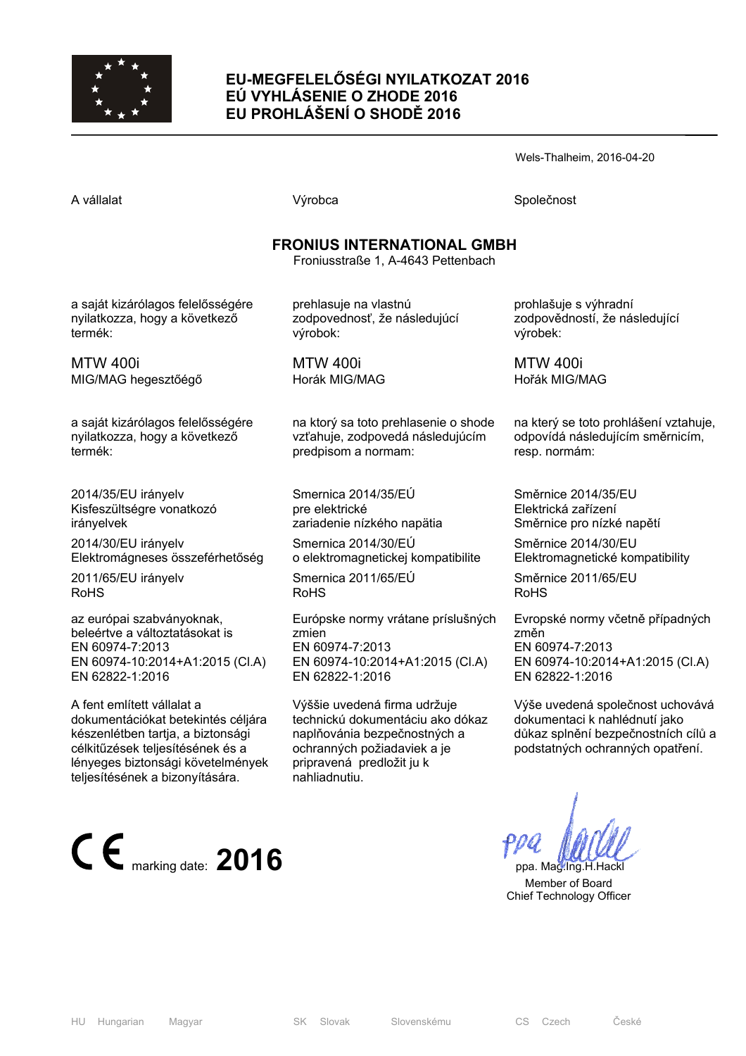# EU-MEGFELELŐSÉGI NYILATKOZAT 2016
# EÚ VYHLÁSENIE O ZHODE 2016
# EU PROHLÁŠENÍ O SHODĚ 2016

Wels-Thalheim, 2016-04-20

| A vállalat | Výrobca | Společnost |
|---|---|---|

**FRONIUS INTERNATIONAL GMBH**
Froniusstraße 1, A-4643 Pettenbach

| | | |
|---|---|---|
| a saját kizárólagos felelősségére nyilatkozza, hogy a következő termék: | prehlasuje na vlastnú zodpovednosť, že následujúcí výrobok: | prohlašuje s výhradní zodpovědností, že následující výrobek: |
| MTW 400i<br>MIG/MAG hegesztőégő | MTW 400i<br>Horák MIG/MAG | MTW 400i<br>Hořák MIG/MAG |
| a saját kizárólagos felelősségére nyilatkozza, hogy a következő termék: | na ktorý sa toto prehlasenie o shode vzťahuje, zodpovedá následujúcím predpisom a normam: | na který se toto prohlášení vztahuje, odpovídá následujícím směrnicím, resp. normám: |
| 2014/35/EU irányelv<br>Kisfeszültségre vonatkozó irányelvek | Smernica 2014/35/EÚ<br>pre elektrické zariadenie nízkého napätia | Směrnice 2014/35/EU<br>Elektrická zařízení<br>Směrnice pro nízké napětí |
| 2014/30/EU irányelv<br>Elektromágneses összeférhetőség | Smernica 2014/30/EÚ<br>o elektromagnetickej kompatibilite | Směrnice 2014/30/EU<br>Elektromagnetické kompatibility |
| 2011/65/EU irányelv<br>RoHS | Smernica 2011/65/EÚ<br>RoHS | Směrnice 2011/65/EU<br>RoHS |
| az európai szabványoknak, beleértve a változtatásokat is<br>EN 60974-7:2013<br>EN 60974-10:2014+A1:2015 (Cl.A)<br>EN 62822-1:2016 | Európske normy vrátane príslušných zmien<br>EN 60974-7:2013<br>EN 60974-10:2014+A1:2015 (Cl.A)<br>EN 62822-1:2016 | Evropské normy včetně případných změn<br>EN 60974-7:2013<br>EN 60974-10:2014+A1:2015 (Cl.A)<br>EN 62822-1:2016 |
| A fent említett vállalat a dokumentációkat betekintés céljára készenlétben tartja, a biztonsági célkitűzések teljesítésének és a lényeges biztonsági követelmények teljesítésének a bizonyítására. | Výššie uvedená firma udržuje technickú dokumentáciu ako dókaz naplňovánia bezpečnostných a ochranných požiadaviek a je pripravená predložit ju k nahliadnutiu. | Výše uvedená společnost uchovává dokumentaci k nahlédnutí jako důkaz splnění bezpečnostních cílů a podstatných ochranných opatření. |

CE marking date: **2016**

ppa. Mag.Ing.H.Hackl
Member of Board
Chief Technology Officer

HU Hungarian Magyar — SK Slovak Slovenskému — CS Czech České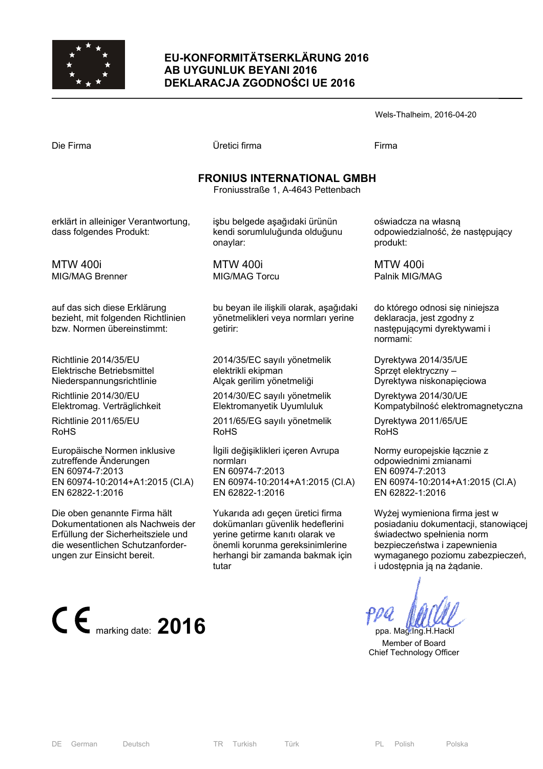# EU-KONFORMITÄTSERKLÄRUNG 2016
# AB UYGUNLUK BEYANI 2016
# DEKLARACJA ZGODNOŚCI UE 2016

Wels-Thalheim, 2016-04-20

Die Firma

**FRONIUS INTERNATIONAL GMBH**
Froniusstraße 1, A-4643 Pettenbach

erklärt in alleiniger Verantwortung, dass folgendes Produkt:

MTW 400i
MIG/MAG Brenner

auf das sich diese Erklärung bezieht, mit folgenden Richtlinien bzw. Normen übereinstimmt:

Richtlinie 2014/35/EU
Elektrische Betriebsmittel Niederspannungsrichtlinie

Richtlinie 2014/30/EU
Elektromag. Verträglichkeit

Richtlinie 2011/65/EU
RoHS

Europäische Normen inklusive zutreffende Änderungen
EN 60974-7:2013
EN 60974-10:2014+A1:2015 (Cl.A)
EN 62822-1:2016

Die oben genannte Firma hält Dokumentationen als Nachweis der Erfüllung der Sicherheitsziele und die wesentlichen Schutzanforderungen zur Einsicht bereit.

Üretici firma

**FRONIUS INTERNATIONAL GMBH**
Froniusstraße 1, A-4643 Pettenbach

işbu belgede aşağıdaki ürünün kendi sorumluluğunda olduğunu onaylar:

MTW 400i
MIG/MAG Torcu

bu beyan ile ilişkili olarak, aşağıdaki yönetmelikleri veya normları yerine getirir:

2014/35/EC sayılı yönetmelik
elektrikli ekipman
Alçak gerilim yönetmeliği

2014/30/EC sayılı yönetmelik
Elektromanyetik Uyumluluk

2011/65/EG sayılı yönetmelik
RoHS

İlgili değişiklikleri içeren Avrupa normları
EN 60974-7:2013
EN 60974-10:2014+A1:2015 (Cl.A)
EN 62822-1:2016

Yukarıda adı geçen üretici firma dokümanları güvenlik hedeflerini yerine getirme kanıtı olarak ve önemli korunma gereksinimlerine herhangi bir zamanda bakmak için tutar

Firma

**FRONIUS INTERNATIONAL GMBH**
Froniusstraße 1, A-4643 Pettenbach

oświadcza na własną odpowiedzialność, że następujący produkt:

MTW 400i
Palnik MIG/MAG

do którego odnosi się niniejsza deklaracja, jest zgodny z następującymi dyrektywami i normami:

Dyrektywa 2014/35/UE
Sprzęt elektryczny – Dyrektywa niskonapięciowa

Dyrektywa 2014/30/UE
Kompatybilność elektromagnetyczna

Dyrektywa 2011/65/UE
RoHS

Normy europejskie łącznie z odpowiednimi zmianami
EN 60974-7:2013
EN 60974-10:2014+A1:2015 (Cl.A)
EN 62822-1:2016

Wyżej wymieniona firma jest w posiadaniu dokumentacji, stanowiącej świadectwo spełnienia norm bezpieczeństwa i zapewnienia wymaganego poziomu zabezpieczeń, i udostępnia ją na żądanie.

CE marking date: **2016**

ppa. Mag.Ing.H.Hackl
Member of Board
Chief Technology Officer

DE German Deutsch | TR Turkish Türk | PL Polish Polska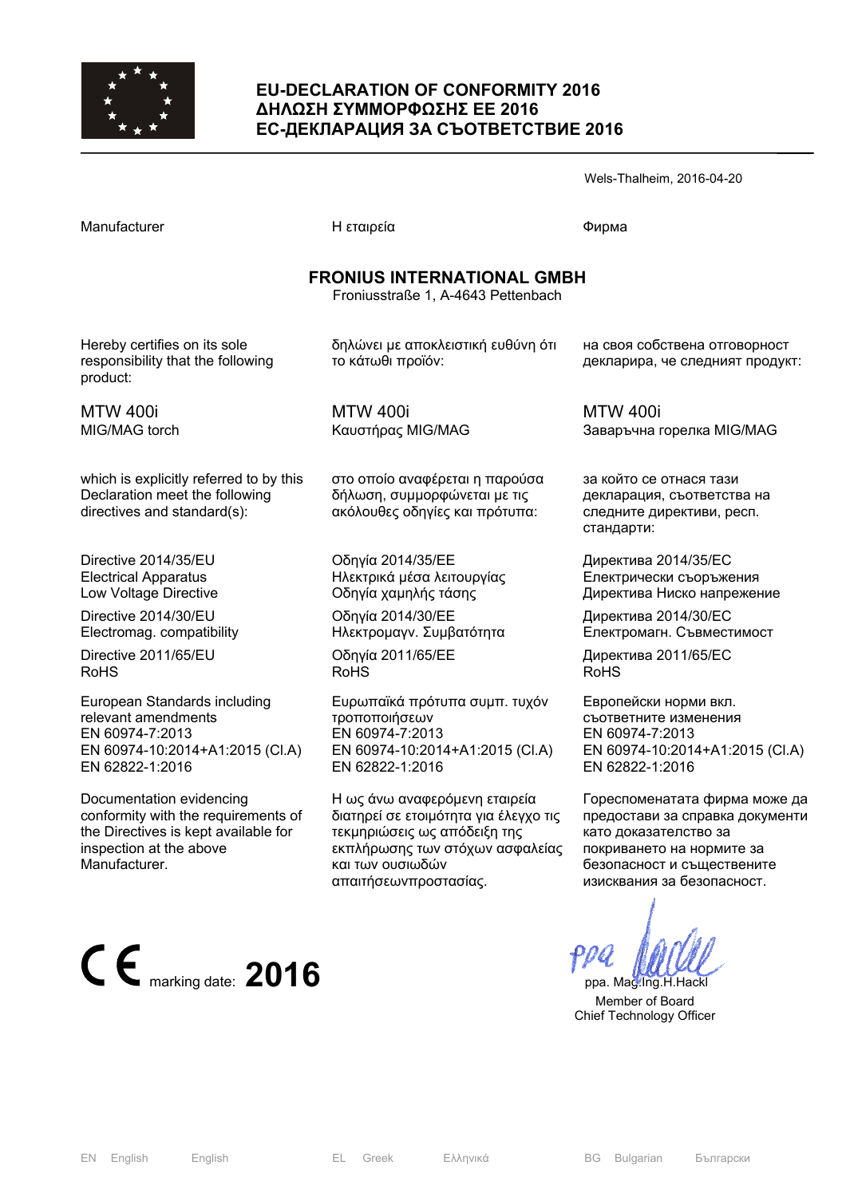# EU-DECLARATION OF CONFORMITY 2016
# ΔΗΛΩΣΗ ΣΥΜΜΟΡΦΩΣΗΣ ΕΕ 2016
# ЕС-ДЕКЛАРАЦИЯ ЗА СЪОТВЕТСТВИЕ 2016

Wels-Thalheim, 2016-04-20

| | | |
|---|---|---|
| Manufacturer | Η εταιρεία | Фирма |

**FRONIUS INTERNATIONAL GMBH**
Froniusstraße 1, A-4643 Pettenbach

| | | |
|---|---|---|
| Hereby certifies on its sole responsibility that the following product: | δηλώνει με αποκλειστική ευθύνη ότι το κάτωθι προϊόν: | на своя собствена отговорност декларира, че следният продукт: |
| MTW 400i<br>MIG/MAG torch | MTW 400i<br>Καυστήρας MIG/MAG | MTW 400i<br>Заваръчна горелка MIG/MAG |
| which is explicitly referred to by this Declaration meet the following directives and standard(s): | στο οποίο αναφέρεται η παρούσα δήλωση, συμμορφώνεται με τις ακόλουθες οδηγίες και πρότυπα: | за който се отнася тази декларация, съответства на следните директиви, респ. стандарти: |
| Directive 2014/35/EU<br>Electrical Apparatus<br>Low Voltage Directive | Οδηγία 2014/35/ΕΕ<br>Ηλεκτρικά μέσα λειτουργίας<br>Οδηγία χαμηλής τάσης | Директива 2014/35/ЕС<br>Електрически съоръжения<br>Директива Ниско напрежение |
| Directive 2014/30/EU<br>Electromag. compatibility | Οδηγία 2014/30/ΕΕ<br>Ηλεκτρομαγν. Συμβατότητα | Директива 2014/30/ЕС<br>Електромагн. Съвместимост |
| Directive 2011/65/EU<br>RoHS | Οδηγία 2011/65/ΕΕ<br>RoHS | Директива 2011/65/ЕС<br>RoHS |
| European Standards including relevant amendments<br>EN 60974-7:2013<br>EN 60974-10:2014+A1:2015 (Cl.A)<br>EN 62822-1:2016 | Ευρωπαϊκά πρότυπα συμπ. τυχόν τροποποιήσεων<br>EN 60974-7:2013<br>EN 60974-10:2014+A1:2015 (Cl.A)<br>EN 62822-1:2016 | Европейски норми вкл. съответните изменения<br>EN 60974-7:2013<br>EN 60974-10:2014+A1:2015 (Cl.A)<br>EN 62822-1:2016 |
| Documentation evidencing conformity with the requirements of the Directives is kept available for inspection at the above Manufacturer. | Η ως άνω αναφερόμενη εταιρεία διατηρεί σε ετοιμότητα για έλεγχο τις τεκμηριώσεις ως απόδειξη της εκπλήρωσης των στόχων ασφαλείας και των ουσιωδών απαιτήσεωνπροστασίας. | Гореспоменатата фирма може да предостави за справка документи като доказателство за покриването на нормите за безопасност и съществените изисквания за безопасност. |

CE marking date: **2016**

ppa. Mag.Ing.H.Hackl
Member of Board
Chief Technology Officer

EN English English | EL Greek Ελληνικά | BG Bulgarian Български